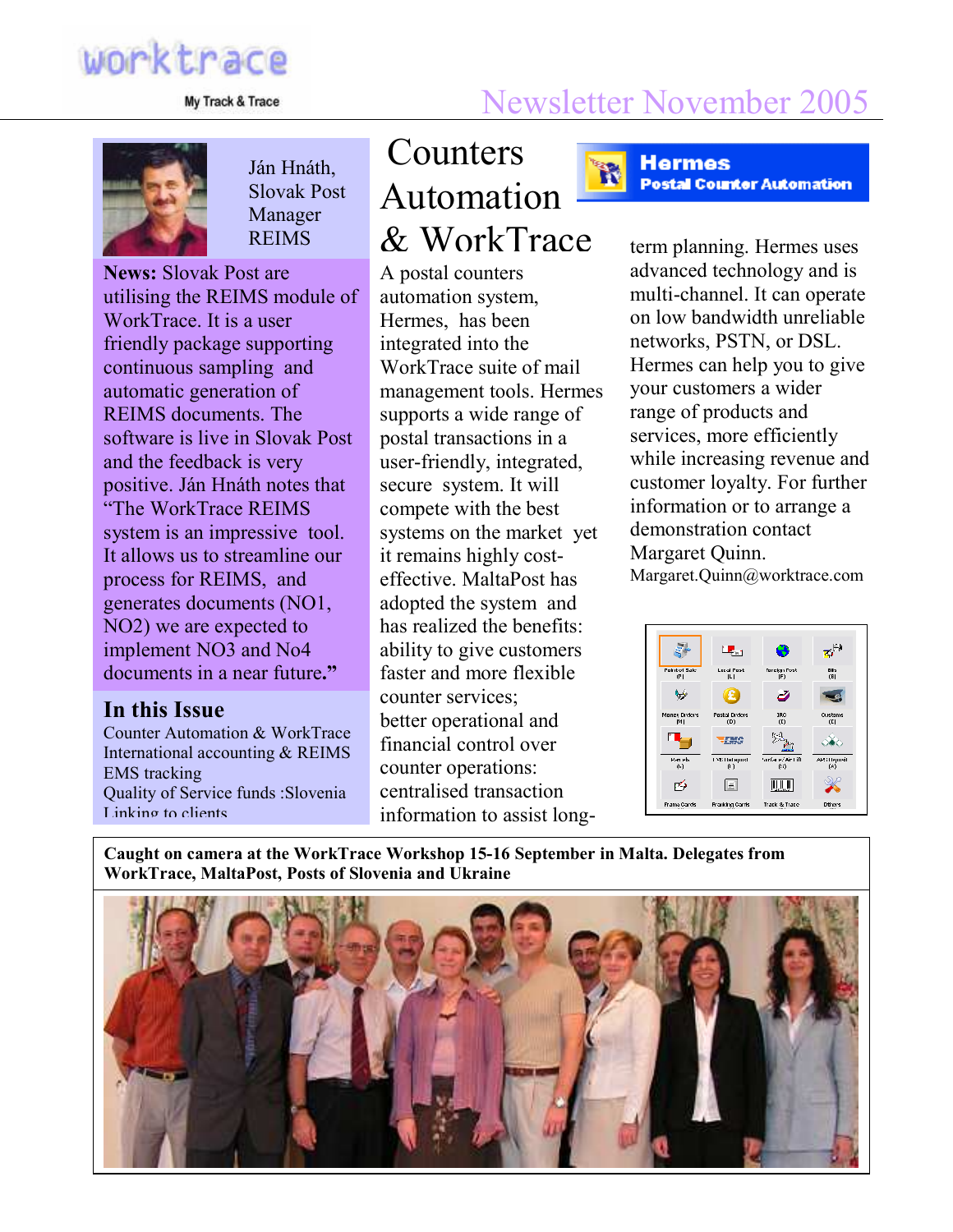worktrace

My Track & Trace

# Newsletter November 2005

Ján Hnáth, Slovak Post Manager REIMS

**News:** Slovak Post are utilising the REIMS module of WorkTrace. It is a user friendly package supporting continuous sampling and automatic generation of REIMS documents. The software is live in Slovak Post and the feedback is very positive. Ján Hnáth notes that "The WorkTrace REIMS system is an impressive tool. It allows us to streamline our process for REIMS, and generates documents (NO1, NO2) we are expected to implement NO3 and No4 documents in a near future.**"**

## In this Issue

Counter Automation & WorkTrace
International accounting & REIMS
EMS tracking
Quality of Service funds :Slovenia
Linking to clients

# Counters Automation & WorkTrace

**Hermes**
**Postal Counter Automation**

A postal counters automation system, Hermes, has been integrated into the WorkTrace suite of mail management tools. Hermes supports a wide range of postal transactions in a user-friendly, integrated, secure system. It will compete with the best systems on the market yet it remains highly cost-effective. MaltaPost has adopted the system and has realized the benefits: ability to give customers faster and more flexible counter services; better operational and financial control over counter operations: centralised transaction information to assist long-term planning. Hermes uses advanced technology and is multi-channel. It can operate on low bandwidth unreliable networks, PSTN, or DSL. Hermes can help you to give your customers a wider range of products and services, more efficiently while increasing revenue and customer loyalty. For further information or to arrange a demonstration contact Margaret Quinn.
Margaret.Quinn@worktrace.com

**Caught on camera at the WorkTrace Workshop 15-16 September in Malta. Delegates from WorkTrace, MaltaPost, Posts of Slovenia and Ukraine**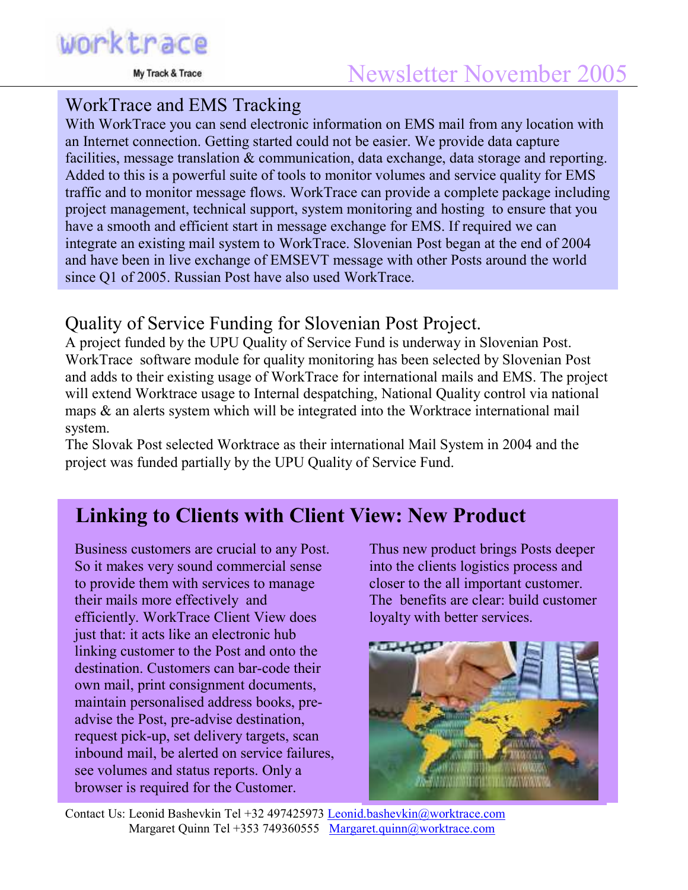worktrace

My Track & Trace

Newsletter November 2005

## WorkTrace and EMS Tracking

With WorkTrace you can send electronic information on EMS mail from any location with an Internet connection. Getting started could not be easier. We provide data capture facilities, message translation & communication, data exchange, data storage and reporting. Added to this is a powerful suite of tools to monitor volumes and service quality for EMS traffic and to monitor message flows. WorkTrace can provide a complete package including project management, technical support, system monitoring and hosting to ensure that you have a smooth and efficient start in message exchange for EMS. If required we can integrate an existing mail system to WorkTrace. Slovenian Post began at the end of 2004 and have been in live exchange of EMSEVT message with other Posts around the world since Q1 of 2005. Russian Post have also used WorkTrace.

## Quality of Service Funding for Slovenian Post Project.

A project funded by the UPU Quality of Service Fund is underway in Slovenian Post. WorkTrace software module for quality monitoring has been selected by Slovenian Post and adds to their existing usage of WorkTrace for international mails and EMS. The project will extend Worktrace usage to Internal despatching, National Quality control via national maps & an alerts system which will be integrated into the Worktrace international mail system.

The Slovak Post selected Worktrace as their international Mail System in 2004 and the project was funded partially by the UPU Quality of Service Fund.

## Linking to Clients with Client View: New Product

Business customers are crucial to any Post. So it makes very sound commercial sense to provide them with services to manage their mails more effectively and efficiently. WorkTrace Client View does just that: it acts like an electronic hub linking customer to the Post and onto the destination. Customers can bar-code their own mail, print consignment documents, maintain personalised address books, pre-advise the Post, pre-advise destination, request pick-up, set delivery targets, scan inbound mail, be alerted on service failures, see volumes and status reports. Only a browser is required for the Customer.

Thus new product brings Posts deeper into the clients logistics process and closer to the all important customer. The benefits are clear: build customer loyalty with better services.

Contact Us: Leonid Bashevkin Tel +32 497425973 Leonid.bashevkin@worktrace.com
Margaret Quinn Tel +353 749360555 Margaret.quinn@worktrace.com